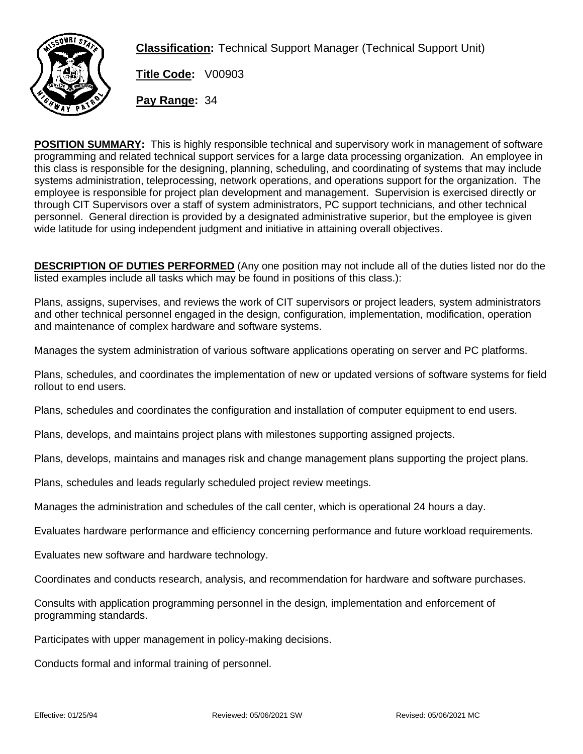**Classification:** Technical Support Manager (Technical Support Unit)

**Title Code:** V00903

**Pay Range:** 34

**POSITION SUMMARY:** This is highly responsible technical and supervisory work in management of software programming and related technical support services for a large data processing organization. An employee in this class is responsible for the designing, planning, scheduling, and coordinating of systems that may include systems administration, teleprocessing, network operations, and operations support for the organization. The employee is responsible for project plan development and management. Supervision is exercised directly or through CIT Supervisors over a staff of system administrators, PC support technicians, and other technical personnel. General direction is provided by a designated administrative superior, but the employee is given wide latitude for using independent judgment and initiative in attaining overall objectives.

**DESCRIPTION OF DUTIES PERFORMED** (Any one position may not include all of the duties listed nor do the listed examples include all tasks which may be found in positions of this class.):

Plans, assigns, supervises, and reviews the work of CIT supervisors or project leaders, system administrators and other technical personnel engaged in the design, configuration, implementation, modification, operation and maintenance of complex hardware and software systems.

Manages the system administration of various software applications operating on server and PC platforms.

Plans, schedules, and coordinates the implementation of new or updated versions of software systems for field rollout to end users.

Plans, schedules and coordinates the configuration and installation of computer equipment to end users.

Plans, develops, and maintains project plans with milestones supporting assigned projects.

Plans, develops, maintains and manages risk and change management plans supporting the project plans.

Plans, schedules and leads regularly scheduled project review meetings.

Manages the administration and schedules of the call center, which is operational 24 hours a day.

Evaluates hardware performance and efficiency concerning performance and future workload requirements.

Evaluates new software and hardware technology.

Coordinates and conducts research, analysis, and recommendation for hardware and software purchases.

Consults with application programming personnel in the design, implementation and enforcement of programming standards.

Participates with upper management in policy-making decisions.

Conducts formal and informal training of personnel.

Effective: 01/25/94 Reviewed: 05/06/2021 SW Revised: 05/06/2021 MC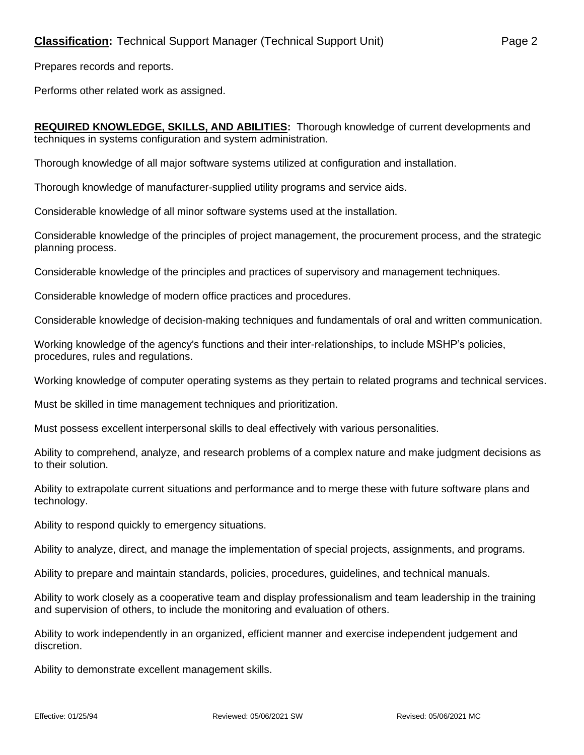Prepares records and reports.

Performs other related work as assigned.

**REQUIRED KNOWLEDGE, SKILLS, AND ABILITIES:** Thorough knowledge of current developments and techniques in systems configuration and system administration.

Thorough knowledge of all major software systems utilized at configuration and installation.

Thorough knowledge of manufacturer-supplied utility programs and service aids.

Considerable knowledge of all minor software systems used at the installation.

Considerable knowledge of the principles of project management, the procurement process, and the strategic planning process.

Considerable knowledge of the principles and practices of supervisory and management techniques.

Considerable knowledge of modern office practices and procedures.

Considerable knowledge of decision-making techniques and fundamentals of oral and written communication.

Working knowledge of the agency's functions and their inter-relationships, to include MSHP's policies, procedures, rules and regulations.

Working knowledge of computer operating systems as they pertain to related programs and technical services.

Must be skilled in time management techniques and prioritization.

Must possess excellent interpersonal skills to deal effectively with various personalities.

Ability to comprehend, analyze, and research problems of a complex nature and make judgment decisions as to their solution.

Ability to extrapolate current situations and performance and to merge these with future software plans and technology.

Ability to respond quickly to emergency situations.

Ability to analyze, direct, and manage the implementation of special projects, assignments, and programs.

Ability to prepare and maintain standards, policies, procedures, guidelines, and technical manuals.

Ability to work closely as a cooperative team and display professionalism and team leadership in the training and supervision of others, to include the monitoring and evaluation of others.

Ability to work independently in an organized, efficient manner and exercise independent judgement and discretion.

Ability to demonstrate excellent management skills.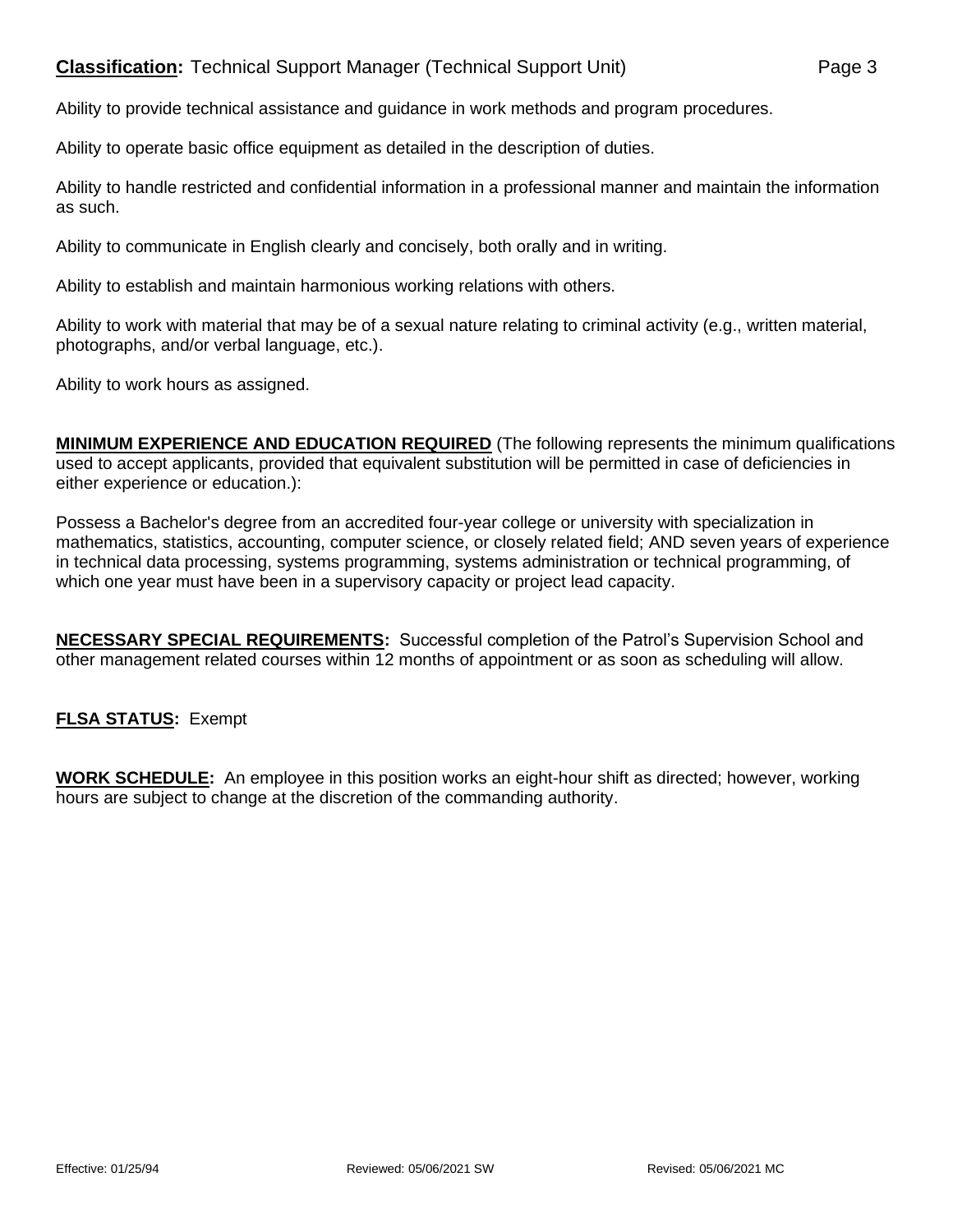Ability to provide technical assistance and guidance in work methods and program procedures.

Ability to operate basic office equipment as detailed in the description of duties.

Ability to handle restricted and confidential information in a professional manner and maintain the information as such.

Ability to communicate in English clearly and concisely, both orally and in writing.

Ability to establish and maintain harmonious working relations with others.

Ability to work with material that may be of a sexual nature relating to criminal activity (e.g., written material, photographs, and/or verbal language, etc.).

Ability to work hours as assigned.

**MINIMUM EXPERIENCE AND EDUCATION REQUIRED** (The following represents the minimum qualifications used to accept applicants, provided that equivalent substitution will be permitted in case of deficiencies in either experience or education.):

Possess a Bachelor's degree from an accredited four-year college or university with specialization in mathematics, statistics, accounting, computer science, or closely related field; AND seven years of experience in technical data processing, systems programming, systems administration or technical programming, of which one year must have been in a supervisory capacity or project lead capacity.

**NECESSARY SPECIAL REQUIREMENTS:** Successful completion of the Patrol's Supervision School and other management related courses within 12 months of appointment or as soon as scheduling will allow.

**FLSA STATUS:** Exempt

**WORK SCHEDULE:** An employee in this position works an eight-hour shift as directed; however, working hours are subject to change at the discretion of the commanding authority.

Effective: 01/25/94 Reviewed: 05/06/2021 SW Revised: 05/06/2021 MC